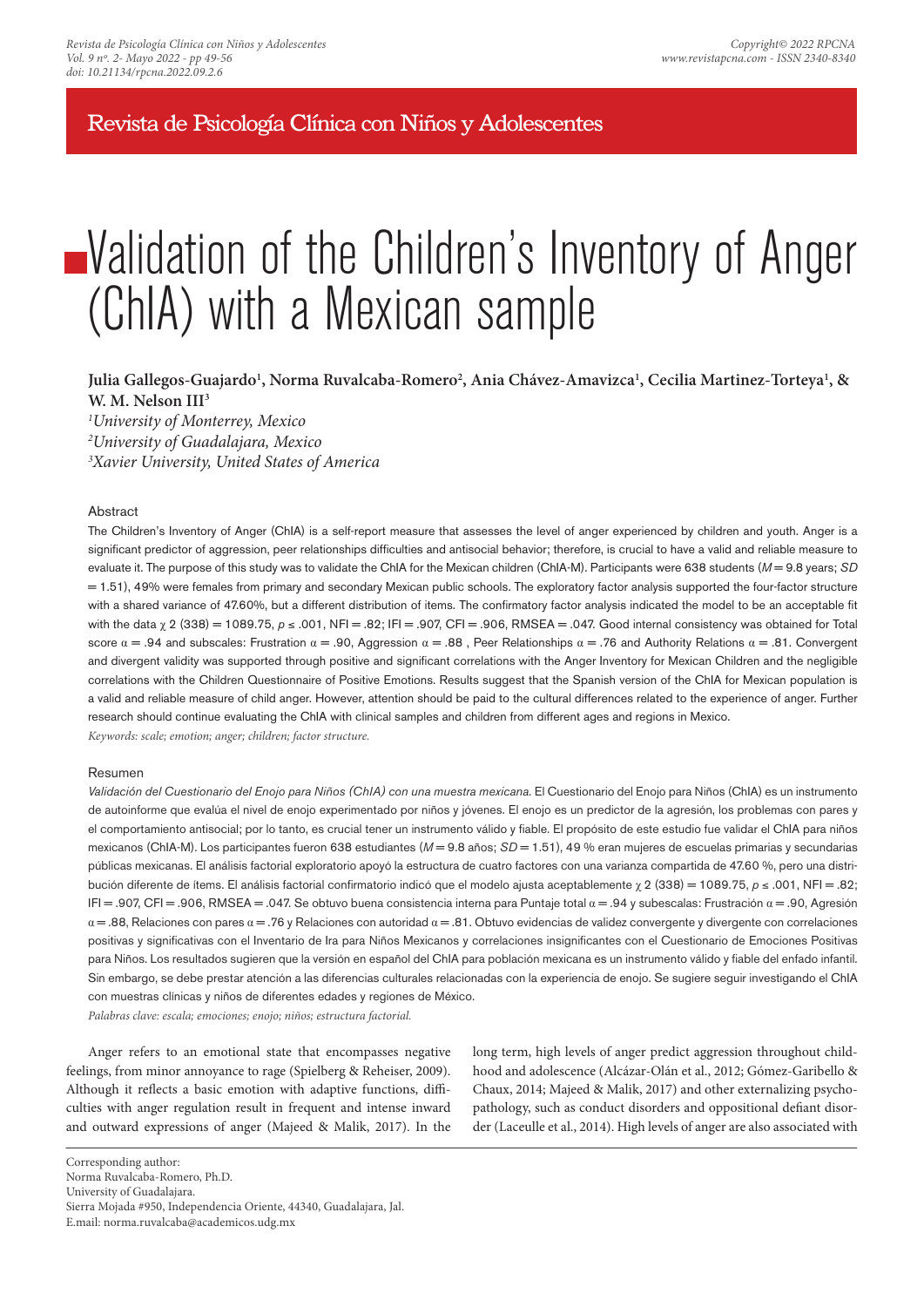Revista de Psicología Clínica con Niños y Adolescentes

# Validation of the Children's Inventory of Anger (ChIA) with a Mexican sample

**Julia Gallegos-Guajardo[1], Norma Ruvalcaba-Romero[2], Ania Chávez-Amavizca[1], Cecilia Martinez-Torteya[1], & W. M. Nelson III[3]**

*[1]University of Monterrey, Mexico*
*[2]University of Guadalajara, Mexico*
*[3]Xavier University, United States of America*

## Abstract

The Children's Inventory of Anger (ChIA) is a self-report measure that assesses the level of anger experienced by children and youth. Anger is a significant predictor of aggression, peer relationships difficulties and antisocial behavior; therefore, is crucial to have a valid and reliable measure to evaluate it. The purpose of this study was to validate the ChIA for the Mexican children (ChIA-M). Participants were 638 students ($M = 9.8$ years; $SD = 1.51$), 49% were females from primary and secondary Mexican public schools. The exploratory factor analysis supported the four-factor structure with a shared variance of 47.60%, but a different distribution of items. The confirmatory factor analysis indicated the model to be an acceptable fit with the data $\chi^2$ (338) = 1089.75, $p \leq .001$, NFI = .82; IFI = .907, CFI = .906, RMSEA = .047. Good internal consistency was obtained for Total score $\alpha = .94$ and subscales: Frustration $\alpha = .90$, Aggression $\alpha = .88$ , Peer Relationships $\alpha = .76$ and Authority Relations $\alpha = .81$. Convergent and divergent validity was supported through positive and significant correlations with the Anger Inventory for Mexican Children and the negligible correlations with the Children Questionnaire of Positive Emotions. Results suggest that the Spanish version of the ChIA for Mexican population is a valid and reliable measure of child anger. However, attention should be paid to the cultural differences related to the experience of anger. Further research should continue evaluating the ChIA with clinical samples and children from different ages and regions in Mexico.

*Keywords: scale; emotion; anger; children; factor structure.*

## Resumen

*Validación del Cuestionario del Enojo para Niños (ChIA) con una muestra mexicana.* El Cuestionario del Enojo para Niños (ChIA) es un instrumento de autoinforme que evalúa el nivel de enojo experimentado por niños y jóvenes. El enojo es un predictor de la agresión, los problemas con pares y el comportamiento antisocial; por lo tanto, es crucial tener un instrumento válido y fiable. El propósito de este estudio fue validar el ChIA para niños mexicanos (ChIA-M). Los participantes fueron 638 estudiantes ($M = 9.8$ años; $SD = 1.51$), 49 % eran mujeres de escuelas primarias y secundarias públicas mexicanas. El análisis factorial exploratorio apoyó la estructura de cuatro factores con una varianza compartida de 47.60 %, pero una distribución diferente de ítems. El análisis factorial confirmatorio indicó que el modelo ajusta aceptablemente $\chi^2$ (338) = 1089.75, $p \leq .001$, NFI = .82; IFI = .907, CFI = .906, RMSEA = .047. Se obtuvo buena consistencia interna para Puntaje total $\alpha = .94$ y subescalas: Frustración $\alpha = .90$, Agresión $\alpha = .88$, Relaciones con pares $\alpha = .76$ y Relaciones con autoridad $\alpha = .81$. Obtuvo evidencias de validez convergente y divergente con correlaciones positivas y significativas con el Inventario de Ira para Niños Mexicanos y correlaciones insignificantes con el Cuestionario de Emociones Positivas para Niños. Los resultados sugieren que la versión en español del ChIA para población mexicana es un instrumento válido y fiable del enfado infantil. Sin embargo, se debe prestar atención a las diferencias culturales relacionadas con la experiencia de enojo. Se sugiere seguir investigando el ChIA con muestras clínicas y niños de diferentes edades y regiones de México.

*Palabras clave: escala; emociones; enojo; niños; estructura factorial.*

Anger refers to an emotional state that encompasses negative feelings, from minor annoyance to rage (Spielberg & Reheiser, 2009). Although it reflects a basic emotion with adaptive functions, difficulties with anger regulation result in frequent and intense inward and outward expressions of anger (Majeed & Malik, 2017). In the long term, high levels of anger predict aggression throughout childhood and adolescence (Alcázar-Olán et al., 2012; Gómez-Garibello & Chaux, 2014; Majeed & Malik, 2017) and other externalizing psychopathology, such as conduct disorders and oppositional defiant disorder (Laceulle et al., 2014). High levels of anger are also associated with

Corresponding author:
Norma Ruvalcaba-Romero, Ph.D.
University of Guadalajara.
Sierra Mojada #950, Independencia Oriente, 44340, Guadalajara, Jal.
E.mail: norma.ruvalcaba@academicos.udg.mx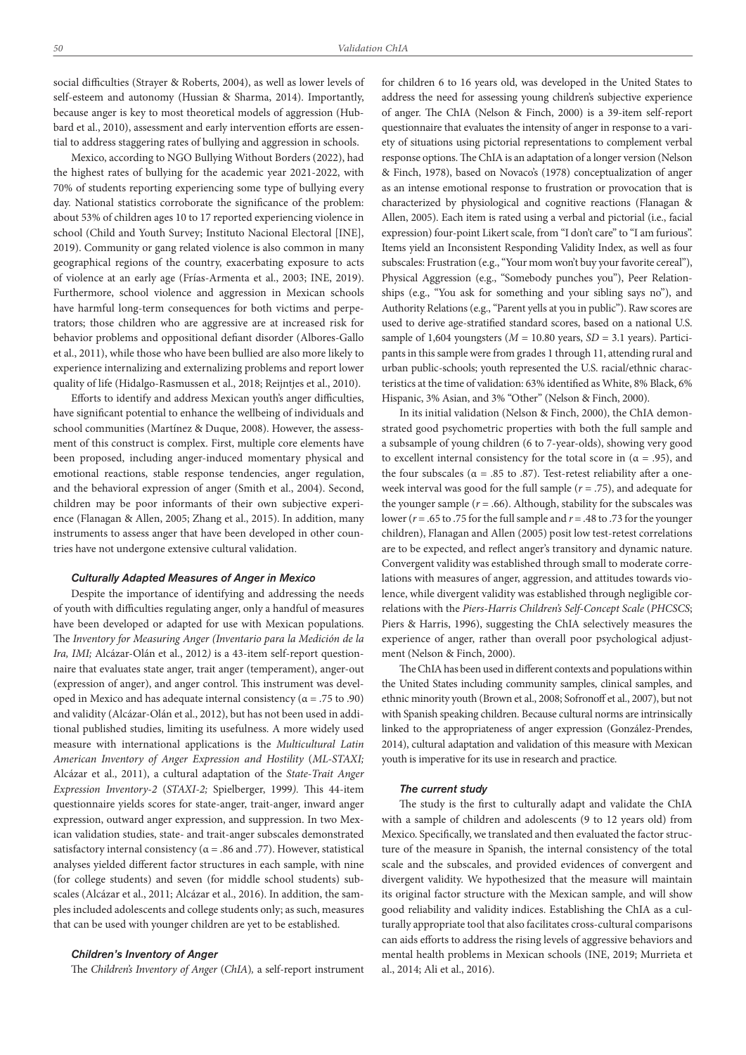social difficulties (Strayer & Roberts, 2004), as well as lower levels of self-esteem and autonomy (Hussian & Sharma, 2014). Importantly, because anger is key to most theoretical models of aggression (Hubbard et al., 2010), assessment and early intervention efforts are essential to address staggering rates of bullying and aggression in schools.

Mexico, according to NGO Bullying Without Borders (2022), had the highest rates of bullying for the academic year 2021-2022, with 70% of students reporting experiencing some type of bullying every day. National statistics corroborate the significance of the problem: about 53% of children ages 10 to 17 reported experiencing violence in school (Child and Youth Survey; Instituto Nacional Electoral [INE], 2019). Community or gang related violence is also common in many geographical regions of the country, exacerbating exposure to acts of violence at an early age (Frías-Armenta et al., 2003; INE, 2019). Furthermore, school violence and aggression in Mexican schools have harmful long-term consequences for both victims and perpetrators; those children who are aggressive are at increased risk for behavior problems and oppositional defiant disorder (Albores-Gallo et al., 2011), while those who have been bullied are also more likely to experience internalizing and externalizing problems and report lower quality of life (Hidalgo-Rasmussen et al., 2018; Reijntjes et al., 2010).

Efforts to identify and address Mexican youth's anger difficulties, have significant potential to enhance the wellbeing of individuals and school communities (Martínez & Duque, 2008). However, the assessment of this construct is complex. First, multiple core elements have been proposed, including anger-induced momentary physical and emotional reactions, stable response tendencies, anger regulation, and the behavioral expression of anger (Smith et al., 2004). Second, children may be poor informants of their own subjective experience (Flanagan & Allen, 2005; Zhang et al., 2015). In addition, many instruments to assess anger that have been developed in other countries have not undergone extensive cultural validation.

### *Culturally Adapted Measures of Anger in Mexico*

Despite the importance of identifying and addressing the needs of youth with difficulties regulating anger, only a handful of measures have been developed or adapted for use with Mexican populations. The *Inventory for Measuring Anger (Inventario para la Medición de la Ira, IMI;* Alcázar-Olán et al., 2012*)* is a 43-item self-report questionnaire that evaluates state anger, trait anger (temperament), anger-out (expression of anger), and anger control. This instrument was developed in Mexico and has adequate internal consistency (α = .75 to .90) and validity (Alcázar-Olán et al., 2012), but has not been used in additional published studies, limiting its usefulness. A more widely used measure with international applications is the *Multicultural Latin American Inventory of Anger Expression and Hostility* (*ML-STAXI;* Alcázar et al., 2011), a cultural adaptation of the *State-Trait Anger Expression Inventory-2* (*STAXI-2;* Spielberger, 1999*)*. This 44-item questionnaire yields scores for state-anger, trait-anger, inward anger expression, outward anger expression, and suppression. In two Mexican validation studies, state- and trait-anger subscales demonstrated satisfactory internal consistency (α = .86 and .77). However, statistical analyses yielded different factor structures in each sample, with nine (for college students) and seven (for middle school students) subscales (Alcázar et al., 2011; Alcázar et al., 2016). In addition, the samples included adolescents and college students only; as such, measures that can be used with younger children are yet to be established.

### *Children's Inventory of Anger*

The *Children's Inventory of Anger* (*ChIA*)*,* a self-report instrument for children 6 to 16 years old, was developed in the United States to address the need for assessing young children's subjective experience of anger. The ChIA (Nelson & Finch, 2000) is a 39-item self-report questionnaire that evaluates the intensity of anger in response to a variety of situations using pictorial representations to complement verbal response options. The ChIA is an adaptation of a longer version (Nelson & Finch, 1978), based on Novaco's (1978) conceptualization of anger as an intense emotional response to frustration or provocation that is characterized by physiological and cognitive reactions (Flanagan & Allen, 2005). Each item is rated using a verbal and pictorial (i.e., facial expression) four-point Likert scale, from "I don't care" to "I am furious". Items yield an Inconsistent Responding Validity Index, as well as four subscales: Frustration (e.g., "Your mom won't buy your favorite cereal"), Physical Aggression (e.g., "Somebody punches you"), Peer Relationships (e.g., "You ask for something and your sibling says no"), and Authority Relations (e.g., "Parent yells at you in public"). Raw scores are used to derive age-stratified standard scores, based on a national U.S. sample of 1,604 youngsters ($M$ = 10.80 years, $SD$ = 3.1 years). Participants in this sample were from grades 1 through 11, attending rural and urban public-schools; youth represented the U.S. racial/ethnic characteristics at the time of validation: 63% identified as White, 8% Black, 6% Hispanic, 3% Asian, and 3% "Other" (Nelson & Finch, 2000).

In its initial validation (Nelson & Finch, 2000), the ChIA demonstrated good psychometric properties with both the full sample and a subsample of young children (6 to 7-year-olds), showing very good to excellent internal consistency for the total score in (α = .95), and the four subscales (α = .85 to .87). Test-retest reliability after a one-week interval was good for the full sample ($r$ = .75), and adequate for the younger sample ($r$ = .66). Although, stability for the subscales was lower ($r$ = .65 to .75 for the full sample and $r$ = .48 to .73 for the younger children), Flanagan and Allen (2005) posit low test-retest correlations are to be expected, and reflect anger's transitory and dynamic nature. Convergent validity was established through small to moderate correlations with measures of anger, aggression, and attitudes towards violence, while divergent validity was established through negligible correlations with the *Piers-Harris Children's Self-Concept Scale* (*PHCSCS*; Piers & Harris, 1996), suggesting the ChIA selectively measures the experience of anger, rather than overall poor psychological adjustment (Nelson & Finch, 2000).

The ChIA has been used in different contexts and populations within the United States including community samples, clinical samples, and ethnic minority youth (Brown et al., 2008; Sofronoff et al., 2007), but not with Spanish speaking children. Because cultural norms are intrinsically linked to the appropriateness of anger expression (González-Prendes, 2014), cultural adaptation and validation of this measure with Mexican youth is imperative for its use in research and practice.

### *The current study*

The study is the first to culturally adapt and validate the ChIA with a sample of children and adolescents (9 to 12 years old) from Mexico. Specifically, we translated and then evaluated the factor structure of the measure in Spanish, the internal consistency of the total scale and the subscales, and provided evidences of convergent and divergent validity. We hypothesized that the measure will maintain its original factor structure with the Mexican sample, and will show good reliability and validity indices. Establishing the ChIA as a culturally appropriate tool that also facilitates cross-cultural comparisons can aids efforts to address the rising levels of aggressive behaviors and mental health problems in Mexican schools (INE, 2019; Murrieta et al., 2014; Ali et al., 2016).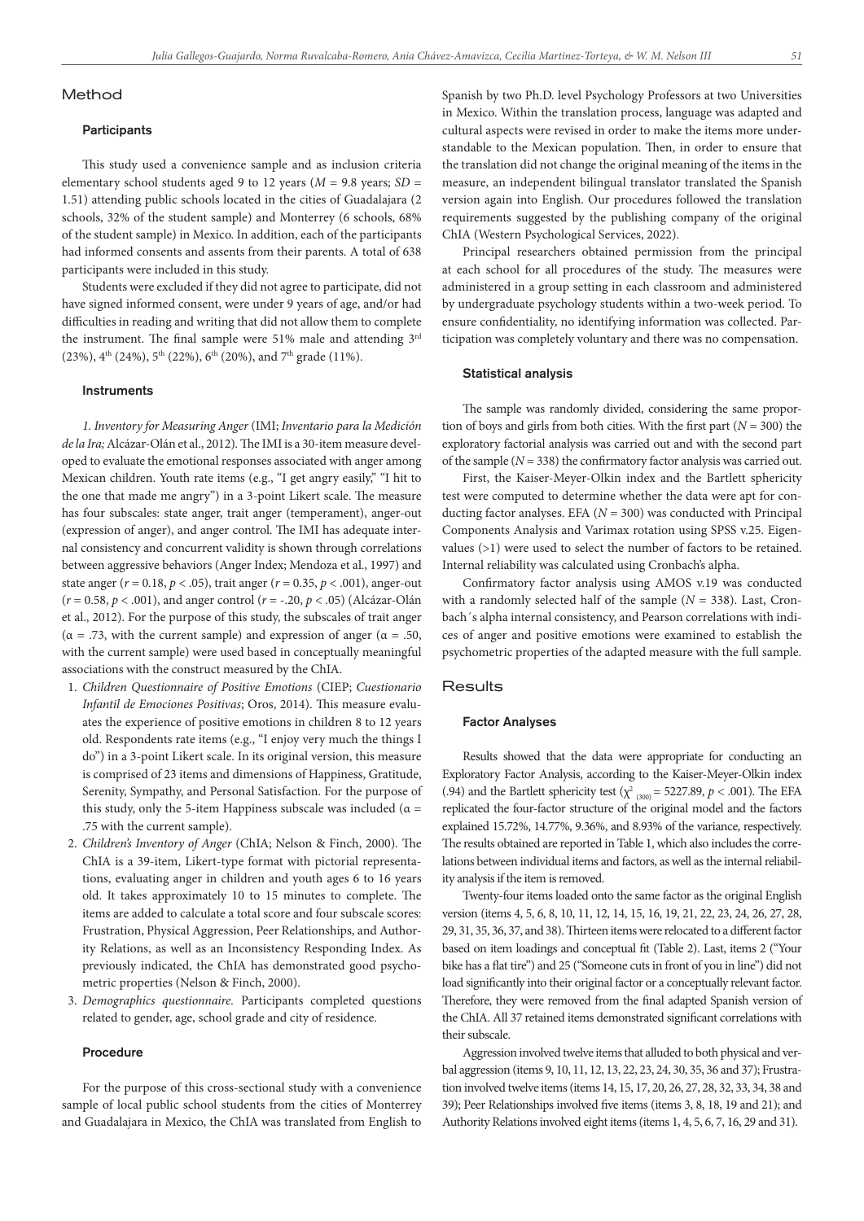## Method

### Participants

This study used a convenience sample and as inclusion criteria elementary school students aged 9 to 12 years ($M$ = 9.8 years; $SD$ = 1.51) attending public schools located in the cities of Guadalajara (2 schools, 32% of the student sample) and Monterrey (6 schools, 68% of the student sample) in Mexico. In addition, each of the participants had informed consents and assents from their parents. A total of 638 participants were included in this study.

Students were excluded if they did not agree to participate, did not have signed informed consent, were under 9 years of age, and/or had difficulties in reading and writing that did not allow them to complete the instrument. The final sample were 51% male and attending 3rd (23%), 4th (24%), 5th (22%), 6th (20%), and 7th grade (11%).

### Instruments

*1. Inventory for Measuring Anger* (IMI; *Inventario para la Medición de la Ira;* Alcázar-Olán et al., 2012). The IMI is a 30-item measure developed to evaluate the emotional responses associated with anger among Mexican children. Youth rate items (e.g., "I get angry easily," "I hit to the one that made me angry") in a 3-point Likert scale. The measure has four subscales: state anger, trait anger (temperament), anger-out (expression of anger), and anger control. The IMI has adequate internal consistency and concurrent validity is shown through correlations between aggressive behaviors (Anger Index; Mendoza et al., 1997) and state anger ($r$ = 0.18, $p$ < .05), trait anger ($r$ = 0.35, $p$ < .001), anger-out ($r$ = 0.58, $p$ < .001), and anger control ($r$ = -.20, $p$ < .05) (Alcázar-Olán et al., 2012). For the purpose of this study, the subscales of trait anger ($\alpha$ = .73, with the current sample) and expression of anger ($\alpha$ = .50, with the current sample) were used based in conceptually meaningful associations with the construct measured by the ChIA.

1. *Children Questionnaire of Positive Emotions* (CIEP; *Cuestionario Infantil de Emociones Positivas*; Oros, 2014). This measure evaluates the experience of positive emotions in children 8 to 12 years old. Respondents rate items (e.g., "I enjoy very much the things I do") in a 3-point Likert scale. In its original version, this measure is comprised of 23 items and dimensions of Happiness, Gratitude, Serenity, Sympathy, and Personal Satisfaction. For the purpose of this study, only the 5-item Happiness subscale was included ($\alpha$ = .75 with the current sample).
2. *Children's Inventory of Anger* (ChIA; Nelson & Finch, 2000). The ChIA is a 39-item, Likert-type format with pictorial representations, evaluating anger in children and youth ages 6 to 16 years old. It takes approximately 10 to 15 minutes to complete. The items are added to calculate a total score and four subscale scores: Frustration, Physical Aggression, Peer Relationships, and Authority Relations, as well as an Inconsistency Responding Index. As previously indicated, the ChIA has demonstrated good psychometric properties (Nelson & Finch, 2000).
3. *Demographics questionnaire.* Participants completed questions related to gender, age, school grade and city of residence.

### Procedure

For the purpose of this cross-sectional study with a convenience sample of local public school students from the cities of Monterrey and Guadalajara in Mexico, the ChIA was translated from English to Spanish by two Ph.D. level Psychology Professors at two Universities in Mexico. Within the translation process, language was adapted and cultural aspects were revised in order to make the items more understandable to the Mexican population. Then, in order to ensure that the translation did not change the original meaning of the items in the measure, an independent bilingual translator translated the Spanish version again into English. Our procedures followed the translation requirements suggested by the publishing company of the original ChIA (Western Psychological Services, 2022).

Principal researchers obtained permission from the principal at each school for all procedures of the study. The measures were administered in a group setting in each classroom and administered by undergraduate psychology students within a two-week period. To ensure confidentiality, no identifying information was collected. Participation was completely voluntary and there was no compensation.

### Statistical analysis

The sample was randomly divided, considering the same proportion of boys and girls from both cities. With the first part ($N$ = 300) the exploratory factorial analysis was carried out and with the second part of the sample ($N$ = 338) the confirmatory factor analysis was carried out.

First, the Kaiser-Meyer-Olkin index and the Bartlett sphericity test were computed to determine whether the data were apt for conducting factor analyses. EFA ($N$ = 300) was conducted with Principal Components Analysis and Varimax rotation using SPSS v.25. Eigenvalues (>1) were used to select the number of factors to be retained. Internal reliability was calculated using Cronbach's alpha.

Confirmatory factor analysis using AMOS v.19 was conducted with a randomly selected half of the sample ($N$ = 338). Last, Cronbach´s alpha internal consistency, and Pearson correlations with indices of anger and positive emotions were examined to establish the psychometric properties of the adapted measure with the full sample.

## Results

### Factor Analyses

Results showed that the data were appropriate for conducting an Exploratory Factor Analysis, according to the Kaiser-Meyer-Olkin index (.94) and the Bartlett sphericity test ($\chi^2_{(300)}$ = 5227.89, $p$ < .001). The EFA replicated the four-factor structure of the original model and the factors explained 15.72%, 14.77%, 9.36%, and 8.93% of the variance, respectively. The results obtained are reported in Table 1, which also includes the correlations between individual items and factors, as well as the internal reliability analysis if the item is removed.

Twenty-four items loaded onto the same factor as the original English version (items 4, 5, 6, 8, 10, 11, 12, 14, 15, 16, 19, 21, 22, 23, 24, 26, 27, 28, 29, 31, 35, 36, 37, and 38). Thirteen items were relocated to a different factor based on item loadings and conceptual fit (Table 2). Last, items 2 ("Your bike has a flat tire") and 25 ("Someone cuts in front of you in line") did not load significantly into their original factor or a conceptually relevant factor. Therefore, they were removed from the final adapted Spanish version of the ChIA. All 37 retained items demonstrated significant correlations with their subscale.

Aggression involved twelve items that alluded to both physical and verbal aggression (items 9, 10, 11, 12, 13, 22, 23, 24, 30, 35, 36 and 37); Frustration involved twelve items (items 14, 15, 17, 20, 26, 27, 28, 32, 33, 34, 38 and 39); Peer Relationships involved five items (items 3, 8, 18, 19 and 21); and Authority Relations involved eight items (items 1, 4, 5, 6, 7, 16, 29 and 31).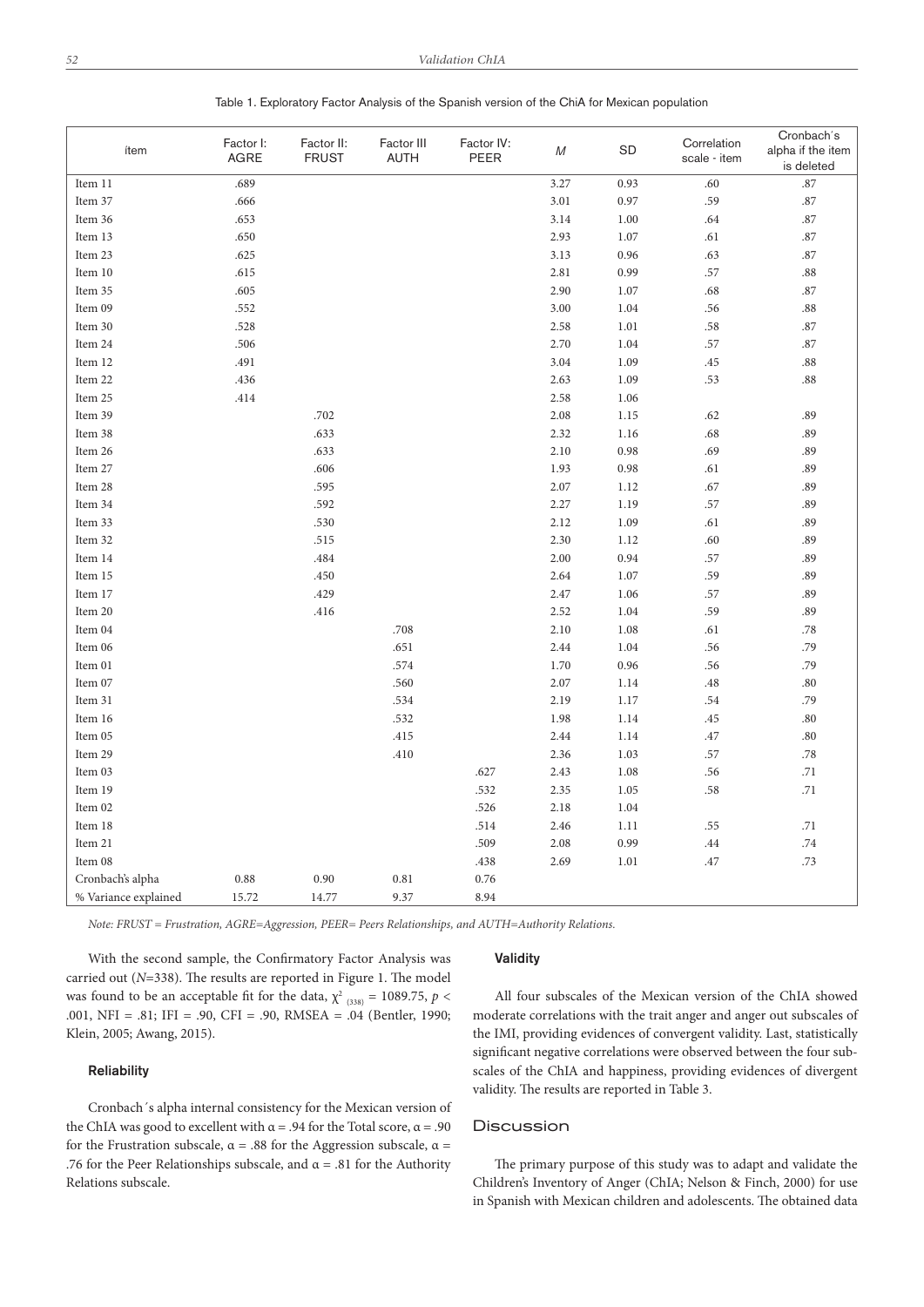Table 1. Exploratory Factor Analysis of the Spanish version of the ChiA for Mexican population

| item | Factor I: AGRE | Factor II: FRUST | Factor III AUTH | Factor IV: PEER | *M* | SD | Correlation scale - item | Cronbach´s alpha if the item is deleted |
|---|---|---|---|---|---|---|---|---|
| Item 11 | .689 | | | | 3.27 | 0.93 | .60 | .87 |
| Item 37 | .666 | | | | 3.01 | 0.97 | .59 | .87 |
| Item 36 | .653 | | | | 3.14 | 1.00 | .64 | .87 |
| Item 13 | .650 | | | | 2.93 | 1.07 | .61 | .87 |
| Item 23 | .625 | | | | 3.13 | 0.96 | .63 | .87 |
| Item 10 | .615 | | | | 2.81 | 0.99 | .57 | .88 |
| Item 35 | .605 | | | | 2.90 | 1.07 | .68 | .87 |
| Item 09 | .552 | | | | 3.00 | 1.04 | .56 | .88 |
| Item 30 | .528 | | | | 2.58 | 1.01 | .58 | .87 |
| Item 24 | .506 | | | | 2.70 | 1.04 | .57 | .87 |
| Item 12 | .491 | | | | 3.04 | 1.09 | .45 | .88 |
| Item 22 | .436 | | | | 2.63 | 1.09 | .53 | .88 |
| Item 25 | .414 | | | | 2.58 | 1.06 | | |
| Item 39 | | .702 | | | 2.08 | 1.15 | .62 | .89 |
| Item 38 | | .633 | | | 2.32 | 1.16 | .68 | .89 |
| Item 26 | | .633 | | | 2.10 | 0.98 | .69 | .89 |
| Item 27 | | .606 | | | 1.93 | 0.98 | .61 | .89 |
| Item 28 | | .595 | | | 2.07 | 1.12 | .67 | .89 |
| Item 34 | | .592 | | | 2.27 | 1.19 | .57 | .89 |
| Item 33 | | .530 | | | 2.12 | 1.09 | .61 | .89 |
| Item 32 | | .515 | | | 2.30 | 1.12 | .60 | .89 |
| Item 14 | | .484 | | | 2.00 | 0.94 | .57 | .89 |
| Item 15 | | .450 | | | 2.64 | 1.07 | .59 | .89 |
| Item 17 | | .429 | | | 2.47 | 1.06 | .57 | .89 |
| Item 20 | | .416 | | | 2.52 | 1.04 | .59 | .89 |
| Item 04 | | | .708 | | 2.10 | 1.08 | .61 | .78 |
| Item 06 | | | .651 | | 2.44 | 1.04 | .56 | .79 |
| Item 01 | | | .574 | | 1.70 | 0.96 | .56 | .79 |
| Item 07 | | | .560 | | 2.07 | 1.14 | .48 | .80 |
| Item 31 | | | .534 | | 2.19 | 1.17 | .54 | .79 |
| Item 16 | | | .532 | | 1.98 | 1.14 | .45 | .80 |
| Item 05 | | | .415 | | 2.44 | 1.14 | .47 | .80 |
| Item 29 | | | .410 | | 2.36 | 1.03 | .57 | .78 |
| Item 03 | | | | .627 | 2.43 | 1.08 | .56 | .71 |
| Item 19 | | | | .532 | 2.35 | 1.05 | .58 | .71 |
| Item 02 | | | | .526 | 2.18 | 1.04 | | |
| Item 18 | | | | .514 | 2.46 | 1.11 | .55 | .71 |
| Item 21 | | | | .509 | 2.08 | 0.99 | .44 | .74 |
| Item 08 | | | | .438 | 2.69 | 1.01 | .47 | .73 |
| Cronbach's alpha | 0.88 | 0.90 | 0.81 | 0.76 | | | | |
| % Variance explained | 15.72 | 14.77 | 9.37 | 8.94 | | | | |

*Note: FRUST = Frustration, AGRE=Aggression, PEER= Peers Relationships, and AUTH=Authority Relations.*

With the second sample, the Confirmatory Factor Analysis was carried out (*N*=338). The results are reported in Figure 1. The model was found to be an acceptable fit for the data, $\chi^2_{(338)} = 1089.75$, $p < .001$, NFI = .81; IFI = .90, CFI = .90, RMSEA = .04 (Bentler, 1990; Klein, 2005; Awang, 2015).

### Reliability

Cronbach´s alpha internal consistency for the Mexican version of the ChIA was good to excellent with $\alpha = .94$ for the Total score, $\alpha = .90$ for the Frustration subscale, $\alpha = .88$ for the Aggression subscale, $\alpha = .76$ for the Peer Relationships subscale, and $\alpha = .81$ for the Authority Relations subscale.

### Validity

All four subscales of the Mexican version of the ChIA showed moderate correlations with the trait anger and anger out subscales of the IMI, providing evidences of convergent validity. Last, statistically significant negative correlations were observed between the four subscales of the ChIA and happiness, providing evidences of divergent validity. The results are reported in Table 3.

## Discussion

The primary purpose of this study was to adapt and validate the Children's Inventory of Anger (ChIA; Nelson & Finch, 2000) for use in Spanish with Mexican children and adolescents. The obtained data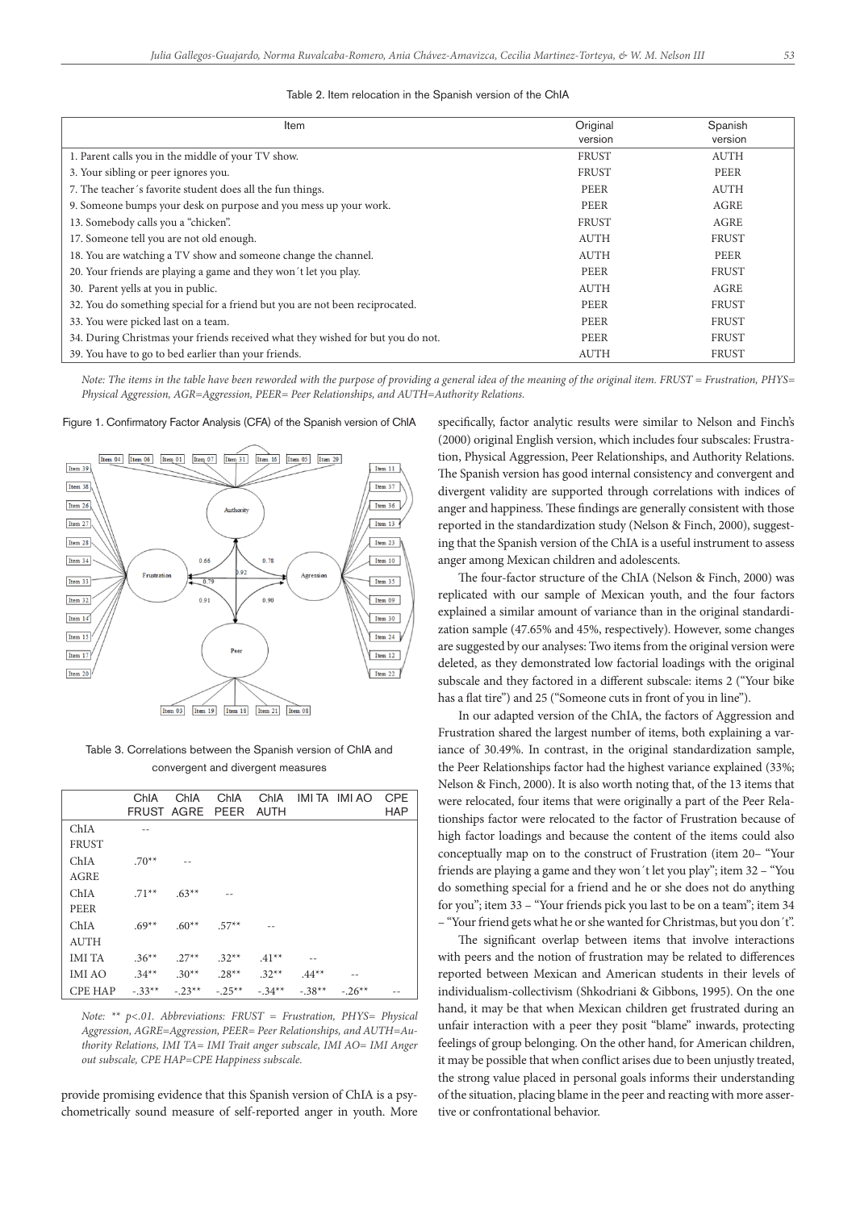Table 2. Item relocation in the Spanish version of the ChIA

| Item | Original version | Spanish version |
|---|---|---|
| 1. Parent calls you in the middle of your TV show. | FRUST | AUTH |
| 3. Your sibling or peer ignores you. | FRUST | PEER |
| 7. The teacher´s favorite student does all the fun things. | PEER | AUTH |
| 9. Someone bumps your desk on purpose and you mess up your work. | PEER | AGRE |
| 13. Somebody calls you a "chicken". | FRUST | AGRE |
| 17. Someone tell you are not old enough. | AUTH | FRUST |
| 18. You are watching a TV show and someone change the channel. | AUTH | PEER |
| 20. Your friends are playing a game and they won´t let you play. | PEER | FRUST |
| 30. Parent yells at you in public. | AUTH | AGRE |
| 32. You do something special for a friend but you are not been reciprocated. | PEER | FRUST |
| 33. You were picked last on a team. | PEER | FRUST |
| 34. During Christmas your friends received what they wished for but you do not. | PEER | FRUST |
| 39. You have to go to bed earlier than your friends. | AUTH | FRUST |

*Note: The items in the table have been reworded with the purpose of providing a general idea of the meaning of the original item. FRUST = Frustration, PHYS= Physical Aggression, AGR=Aggression, PEER= Peer Relationships, and AUTH=Authority Relations.*

Figure 1. Confirmatory Factor Analysis (CFA) of the Spanish version of ChIA

Item 04 Item 06 Item 01 Item 07 Item 31 Item 16 Item 05 Item 29
Item 39 Item 38 Item 26 Item 27 Item 28 Item 34 Item 33 Item 32 Item 14 Item 15 Item 17 Item 20
Item 11 Item 37 Item 36 Item 13 Item 23 Item 10 Item 35 Item 09 Item 30 Item 24 Item 12 Item 22
Item 03 Item 19 Item 18 Item 21 Item 08
Authority
Frustration
Agression
Peer
0.66 0.78 0.92 0.79 0.91 0.90

Table 3. Correlations between the Spanish version of ChIA and convergent and divergent measures

| | ChIA FRUST | ChIA AGRE | ChIA PEER | ChIA AUTH | IMI TA | IMI AO | CPE HAP |
|---|---|---|---|---|---|---|---|
| ChIA FRUST | -- | | | | | | |
| ChIA AGRE | .70** | -- | | | | | |
| ChIA PEER | .71** | .63** | -- | | | | |
| ChIA AUTH | .69** | .60** | .57** | -- | | | |
| IMI TA | .36** | .27** | .32** | .41** | -- | | |
| IMI AO | .34** | .30** | .28** | .32** | .44** | -- | |
| CPE HAP | -.33** | -.23** | -.25** | -.34** | -.38** | -.26** | -- |

*Note: ** p<.01. Abbreviations: FRUST = Frustration, PHYS= Physical Aggression, AGRE=Aggression, PEER= Peer Relationships, and AUTH=Authority Relations, IMI TA= IMI Trait anger subscale, IMI AO= IMI Anger out subscale, CPE HAP=CPE Happiness subscale.*

provide promising evidence that this Spanish version of ChIA is a psychometrically sound measure of self-reported anger in youth. More specifically, factor analytic results were similar to Nelson and Finch's (2000) original English version, which includes four subscales: Frustration, Physical Aggression, Peer Relationships, and Authority Relations. The Spanish version has good internal consistency and convergent and divergent validity are supported through correlations with indices of anger and happiness. These findings are generally consistent with those reported in the standardization study (Nelson & Finch, 2000), suggesting that the Spanish version of the ChIA is a useful instrument to assess anger among Mexican children and adolescents.

The four-factor structure of the ChIA (Nelson & Finch, 2000) was replicated with our sample of Mexican youth, and the four factors explained a similar amount of variance than in the original standardization sample (47.65% and 45%, respectively). However, some changes are suggested by our analyses: Two items from the original version were deleted, as they demonstrated low factorial loadings with the original subscale and they factored in a different subscale: items 2 ("Your bike has a flat tire") and 25 ("Someone cuts in front of you in line").

In our adapted version of the ChIA, the factors of Aggression and Frustration shared the largest number of items, both explaining a variance of 30.49%. In contrast, in the original standardization sample, the Peer Relationships factor had the highest variance explained (33%; Nelson & Finch, 2000). It is also worth noting that, of the 13 items that were relocated, four items that were originally a part of the Peer Relationships factor were relocated to the factor of Frustration because of high factor loadings and because the content of the items could also conceptually map on to the construct of Frustration (item 20– "Your friends are playing a game and they won´t let you play"; item 32 – "You do something special for a friend and he or she does not do anything for you"; item 33 – "Your friends pick you last to be on a team"; item 34 – "Your friend gets what he or she wanted for Christmas, but you don´t".

The significant overlap between items that involve interactions with peers and the notion of frustration may be related to differences reported between Mexican and American students in their levels of individualism-collectivism (Shkodriani & Gibbons, 1995). On the one hand, it may be that when Mexican children get frustrated during an unfair interaction with a peer they posit "blame" inwards, protecting feelings of group belonging. On the other hand, for American children, it may be possible that when conflict arises due to been unjustly treated, the strong value placed in personal goals informs their understanding of the situation, placing blame in the peer and reacting with more assertive or confrontational behavior.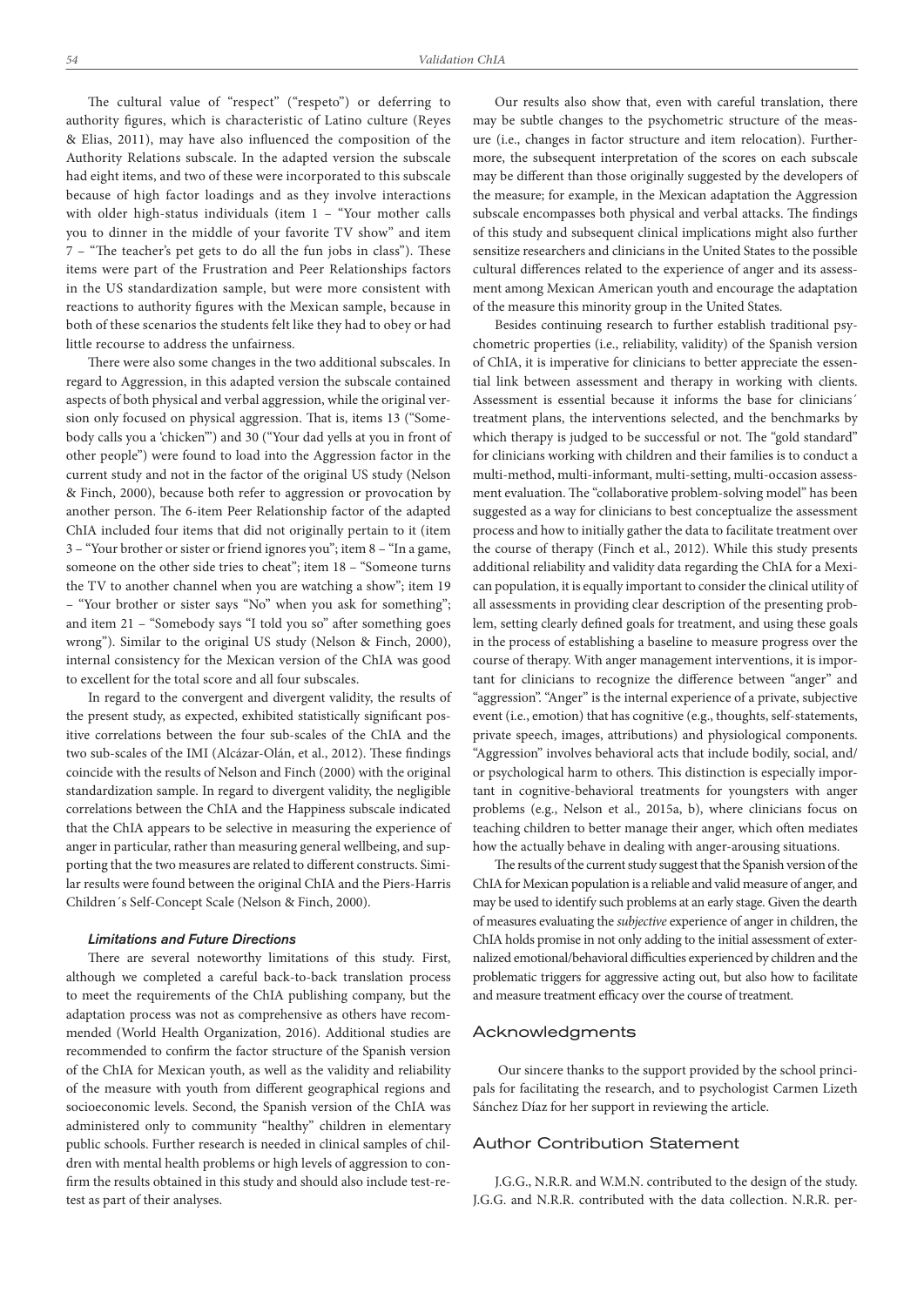The cultural value of "respect" ("respeto") or deferring to authority figures, which is characteristic of Latino culture (Reyes & Elias, 2011), may have also influenced the composition of the Authority Relations subscale. In the adapted version the subscale had eight items, and two of these were incorporated to this subscale because of high factor loadings and as they involve interactions with older high-status individuals (item 1 – "Your mother calls you to dinner in the middle of your favorite TV show" and item 7 – "The teacher's pet gets to do all the fun jobs in class"). These items were part of the Frustration and Peer Relationships factors in the US standardization sample, but were more consistent with reactions to authority figures with the Mexican sample, because in both of these scenarios the students felt like they had to obey or had little recourse to address the unfairness.

There were also some changes in the two additional subscales. In regard to Aggression, in this adapted version the subscale contained aspects of both physical and verbal aggression, while the original version only focused on physical aggression. That is, items 13 ("Somebody calls you a 'chicken'") and 30 ("Your dad yells at you in front of other people") were found to load into the Aggression factor in the current study and not in the factor of the original US study (Nelson & Finch, 2000), because both refer to aggression or provocation by another person. The 6-item Peer Relationship factor of the adapted ChIA included four items that did not originally pertain to it (item 3 – "Your brother or sister or friend ignores you"; item 8 – "In a game, someone on the other side tries to cheat"; item 18 – "Someone turns the TV to another channel when you are watching a show"; item 19 – "Your brother or sister says "No" when you ask for something"; and item 21 – "Somebody says "I told you so" after something goes wrong"). Similar to the original US study (Nelson & Finch, 2000), internal consistency for the Mexican version of the ChIA was good to excellent for the total score and all four subscales.

In regard to the convergent and divergent validity, the results of the present study, as expected, exhibited statistically significant positive correlations between the four sub-scales of the ChIA and the two sub-scales of the IMI (Alcázar-Olán, et al., 2012). These findings coincide with the results of Nelson and Finch (2000) with the original standardization sample. In regard to divergent validity, the negligible correlations between the ChIA and the Happiness subscale indicated that the ChIA appears to be selective in measuring the experience of anger in particular, rather than measuring general wellbeing, and supporting that the two measures are related to different constructs. Similar results were found between the original ChIA and the Piers-Harris Children´s Self-Concept Scale (Nelson & Finch, 2000).

#### *Limitations and Future Directions*

There are several noteworthy limitations of this study. First, although we completed a careful back-to-back translation process to meet the requirements of the ChIA publishing company, but the adaptation process was not as comprehensive as others have recommended (World Health Organization, 2016). Additional studies are recommended to confirm the factor structure of the Spanish version of the ChIA for Mexican youth, as well as the validity and reliability of the measure with youth from different geographical regions and socioeconomic levels. Second, the Spanish version of the ChIA was administered only to community "healthy" children in elementary public schools. Further research is needed in clinical samples of children with mental health problems or high levels of aggression to confirm the results obtained in this study and should also include test-retest as part of their analyses.

Our results also show that, even with careful translation, there may be subtle changes to the psychometric structure of the measure (i.e., changes in factor structure and item relocation). Furthermore, the subsequent interpretation of the scores on each subscale may be different than those originally suggested by the developers of the measure; for example, in the Mexican adaptation the Aggression subscale encompasses both physical and verbal attacks. The findings of this study and subsequent clinical implications might also further sensitize researchers and clinicians in the United States to the possible cultural differences related to the experience of anger and its assessment among Mexican American youth and encourage the adaptation of the measure this minority group in the United States.

Besides continuing research to further establish traditional psychometric properties (i.e., reliability, validity) of the Spanish version of ChIA, it is imperative for clinicians to better appreciate the essential link between assessment and therapy in working with clients. Assessment is essential because it informs the base for clinicians´ treatment plans, the interventions selected, and the benchmarks by which therapy is judged to be successful or not. The "gold standard" for clinicians working with children and their families is to conduct a multi-method, multi-informant, multi-setting, multi-occasion assessment evaluation. The "collaborative problem-solving model" has been suggested as a way for clinicians to best conceptualize the assessment process and how to initially gather the data to facilitate treatment over the course of therapy (Finch et al., 2012). While this study presents additional reliability and validity data regarding the ChIA for a Mexican population, it is equally important to consider the clinical utility of all assessments in providing clear description of the presenting problem, setting clearly defined goals for treatment, and using these goals in the process of establishing a baseline to measure progress over the course of therapy. With anger management interventions, it is important for clinicians to recognize the difference between "anger" and "aggression". "Anger" is the internal experience of a private, subjective event (i.e., emotion) that has cognitive (e.g., thoughts, self-statements, private speech, images, attributions) and physiological components. "Aggression" involves behavioral acts that include bodily, social, and/or psychological harm to others. This distinction is especially important in cognitive-behavioral treatments for youngsters with anger problems (e.g., Nelson et al., 2015a, b), where clinicians focus on teaching children to better manage their anger, which often mediates how the actually behave in dealing with anger-arousing situations.

The results of the current study suggest that the Spanish version of the ChIA for Mexican population is a reliable and valid measure of anger, and may be used to identify such problems at an early stage. Given the dearth of measures evaluating the *subjective* experience of anger in children, the ChIA holds promise in not only adding to the initial assessment of externalized emotional/behavioral difficulties experienced by children and the problematic triggers for aggressive acting out, but also how to facilitate and measure treatment efficacy over the course of treatment.

## Acknowledgments

Our sincere thanks to the support provided by the school principals for facilitating the research, and to psychologist Carmen Lizeth Sánchez Díaz for her support in reviewing the article.

## Author Contribution Statement

J.G.G., N.R.R. and W.M.N. contributed to the design of the study. J.G.G. and N.R.R. contributed with the data collection. N.R.R. per-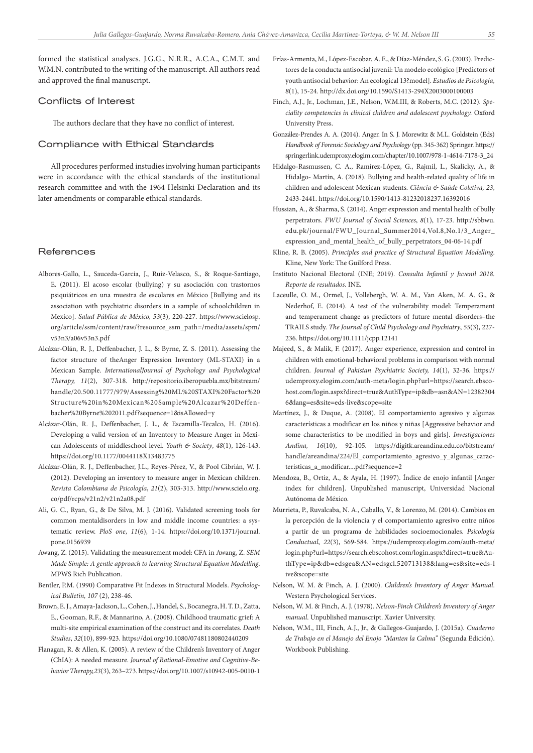formed the statistical analyses. J.G.G., N.R.R., A.C.A., C.M.T. and W.M.N. contributed to the writing of the manuscript. All authors read and approved the final manuscript.

## Conflicts of Interest

The authors declare that they have no conflict of interest.

## Compliance with Ethical Standards

All procedures performed instudies involving human participants were in accordance with the ethical standards of the institutional research committee and with the 1964 Helsinki Declaration and its later amendments or comparable ethical standards.

## References

Albores-Gallo, L., Sauceda-García, J., Ruiz-Velasco, S., & Roque-Santiago, E. (2011). El acoso escolar (bullying) y su asociación con trastornos psiquiátricos en una muestra de escolares en México [Bullying and its association with psychiatric disorders in a sample of schoolchildren in Mexico]. *Salud Pública de México, 53*(3), 220-227. https://www.scielosp.org/article/ssm/content/raw/?resource_ssm_path=/media/assets/spm/v53n3/a06v53n3.pdf

Alcázar-Olán, R. J., Deffenbacher, J. L., & Byrne, Z. S. (2011). Assessing the factor structure of theAnger Expression Inventory (ML-STAXI) in a Mexican Sample. *InternationalJournal of Psychology and Psychological Therapy, 11*(2), 307-318. http://repositorio.iberopuebla.mx/bitstream/handle/20.500.11777/979/Assessing%20ML%20STAXI%20Factor%20Structure%20in%20Mexican%20Sample%20Alcazar%20Deffenbacher%20Byrne%202011.pdf?sequence=1&isAllowed=y

Alcázar-Olán, R. J., Deffenbacher, J. L., & Escamilla-Tecalco, H. (2016). Developing a valid version of an Inventory to Measure Anger in Mexican Adolescents of middleschool level. *Youth & Society*, *48*(1), 126-143. https://doi.org/10.1177/0044118X13483775

Alcázar-Olán, R. J., Deffenbacher, J.L., Reyes-Pérez, V., & Pool Cibrián, W. J. (2012). Developing an inventory to measure anger in Mexican children. *Revista Colombiana de Psicología*, *21*(2), 303-313. http://www.scielo.org.co/pdf/rcps/v21n2/v21n2a08.pdf

Ali, G. C., Ryan, G., & De Silva, M. J. (2016). Validated screening tools for common mentaldisorders in low and middle income countries: a systematic review. *PloS one*, *11*(6), 1-14. https://doi.org/10.1371/journal.pone.0156939

Awang, Z. (2015). Validating the measurement model: CFA in Awang, Z. *SEM Made Simple: A gentle approach to learning Structural Equation Modelling*. MPWS Rich Publication.

Bentler, P.M. (1990) Comparative Fit Indexes in Structural Models. *Psychological Bulletin, 107* (2), 238-46.

Brown, E. J., Amaya-Jackson, L., Cohen, J., Handel, S., Bocanegra, H. T. D., Zatta, E., Gooman, R.F., & Mannarino, A. (2008). Childhood traumatic grief: A multi-site empirical examination of the construct and its correlates. *Death Studies*, *32*(10), 899-923. https://doi.org/10.1080/07481180802440209

Flanagan, R. & Allen, K. (2005). A review of the Children's Inventory of Anger (ChIA): A needed measure. *Journal of Rational-Emotive and Cognitive-Behavior Therapy,23*(3), 263–273. https://doi.org/10.1007/s10942-005-0010-1

Frías-Armenta, M., López-Escobar, A. E., & Díaz-Méndez, S. G. (2003). Predictores de la conducta antisocial juvenil: Un modelo ecológico [Predictors of youth antisocial behavior: An ecological 13?model]. *Estudios de Psicología, 8*(1), 15-24. http://dx.doi.org/10.1590/S1413-294X2003000100003

Finch, A.J., Jr., Lochman, J.E., Nelson, W.M.III, & Roberts, M.C. (2012). *Speciality competencies in clinical children and adolescent psychology.* Oxford University Press.

González-Prendes A. A. (2014). Anger. In S. J. Morewitz & M.L. Goldstein (Eds) *Handbook of Forensic Sociology and Psychology* (pp. 345-362) Springer. https://springerlink.udemproxy.elogim.com/chapter/10.1007/978-1-4614-7178-3_24

Hidalgo-Rasmussen, C. A., Ramírez-López, G., Rajmil, L., Skalicky, A., & Hidalgo- Martín, A. (2018). Bullying and health-related quality of life in children and adolescent Mexican students. *Ciência & Saúde Coletiva, 23,* 2433-2441. https://doi.org/10.1590/1413-81232018237.16392016

Hussian, A., & Sharma, S. (2014). Anger expression and mental health of bully perpetrators. *FWU Journal of Social Sciences*, *8*(1), 17-23. http://sbbwu.edu.pk/journal/FWU_Journal_Summer2014,Vol.8,No.1/3_Anger_expression_and_mental_health_of_bully_perpetrators_04-06-14.pdf

Kline, R. B. (2005). *Principles and practice of Structural Equation Modelling*. Kline, New York: The Guilford Press.

Instituto Nacional Electoral (INE; 2019). *Consulta Infantil y Juvenil 2018. Reporte de resultados*. INE.

Laceulle, O. M., Ormel, J., Vollebergh, W. A. M., Van Aken, M. A. G., & Nederhof, E. (2014). A test of the vulnerability model: Temperament and temperament change as predictors of future mental disorders–the TRAILS study. *The Journal of Child Psychology and Psychiatry*, *55*(3), 227-236. https://doi.org/10.1111/jcpp.12141

Majeed, S., & Malik, F. (2017). Anger experience, expression and control in children with emotional-behavioral problems in comparison with normal children. *Journal of Pakistan Psychiatric Society, 14*(1), 32-36. https://udemproxy.elogim.com/auth-meta/login.php?url=https://search.ebscohost.com/login.aspx?direct=true&AuthType=ip&db=asn&AN=123823046&lang=es&site=eds-live&scope=site

Martínez, J., & Duque, A. (2008). El comportamiento agresivo y algunas características a modificar en los niños y niñas [Aggressive behavior and some characteristics to be modified in boys and girls]. *Investigaciones Andina, 16*(10), 92-105. https://digitk.areandina.edu.co/bitstream/handle/areandina/224/El_comportamiento_agresivo_y_algunas_caracteristicas_a_modificar....pdf?sequence=2

Mendoza, B., Ortiz, A., & Ayala, H. (1997). Índice de enojo infantil [Anger index for children]. Unpublished manuscript, Universidad Nacional Autónoma de México.

Murrieta, P., Ruvalcaba, N. A., Caballo, V., & Lorenzo, M. (2014). Cambios en la percepción de la violencia y el comportamiento agresivo entre niños a partir de un programa de habilidades socioemocionales. *Psicología Conductual*, *22*(3), 569-584. https://udemproxy.elogim.com/auth-meta/login.php?url=https://search.ebscohost.com/login.aspx?direct=true&AuthType=ip&db=edsgea&AN=edsgcl.520713138&lang=es&site=eds-live&scope=site

Nelson, W. M. & Finch, A. J. (2000). *Children's Inventory of Anger Manual*. Western Psychological Services.

Nelson, W. M. & Finch, A. J. (1978). *Nelson-Finch Children's Inventory of Anger manual*. Unpublished manuscript. Xavier University.

Nelson, W.M., III, Finch, A.J., Jr., & Gallegos-Guajardo, J. (2015a). *Cuaderno de Trabajo en el Manejo del Enojo "Manten la Calma"* (Segunda Edición). Workbook Publishing.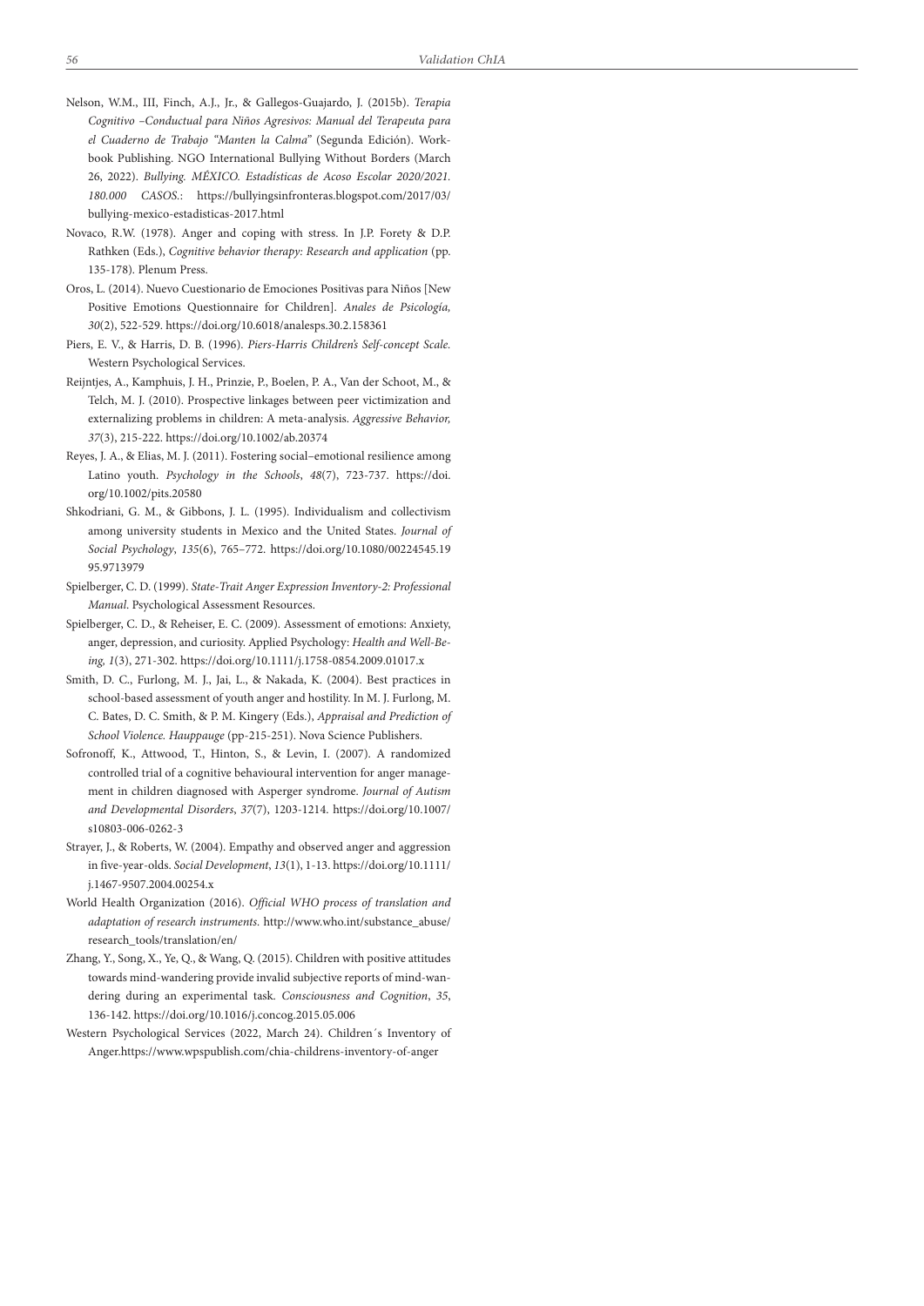Nelson, W.M., III, Finch, A.J., Jr., & Gallegos-Guajardo, J. (2015b). *Terapia Cognitivo –Conductual para Niños Agresivos: Manual del Terapeuta para el Cuaderno de Trabajo "Manten la Calma"* (Segunda Edición). Workbook Publishing. NGO International Bullying Without Borders (March 26, 2022). *Bullying. MÉXICO. Estadísticas de Acoso Escolar 2020/2021. 180.000 CASOS.*: https://bullyingsinfronteras.blogspot.com/2017/03/bullying-mexico-estadisticas-2017.html

Novaco, R.W. (1978). Anger and coping with stress. In J.P. Forety & D.P. Rathken (Eds.), *Cognitive behavior therapy: Research and application* (pp. 135-178). Plenum Press.

Oros, L. (2014). Nuevo Cuestionario de Emociones Positivas para Niños [New Positive Emotions Questionnaire for Children]. *Anales de Psicología, 30*(2), 522-529. https://doi.org/10.6018/analesps.30.2.158361

Piers, E. V., & Harris, D. B. (1996). *Piers-Harris Children's Self-concept Scale.* Western Psychological Services.

Reijntjes, A., Kamphuis, J. H., Prinzie, P., Boelen, P. A., Van der Schoot, M., & Telch, M. J. (2010). Prospective linkages between peer victimization and externalizing problems in children: A meta-analysis. *Aggressive Behavior, 37*(3), 215-222. https://doi.org/10.1002/ab.20374

Reyes, J. A., & Elias, M. J. (2011). Fostering social–emotional resilience among Latino youth. *Psychology in the Schools*, *48*(7), 723-737. https://doi.org/10.1002/pits.20580

Shkodriani, G. M., & Gibbons, J. L. (1995). Individualism and collectivism among university students in Mexico and the United States. *Journal of Social Psychology*, *135*(6), 765–772. https://doi.org/10.1080/00224545.1995.9713979

Spielberger, C. D. (1999). *State-Trait Anger Expression Inventory-2: Professional Manual*. Psychological Assessment Resources.

Spielberger, C. D., & Reheiser, E. C. (2009). Assessment of emotions: Anxiety, anger, depression, and curiosity. Applied Psychology: *Health and Well-Being, 1*(3), 271-302. https://doi.org/10.1111/j.1758-0854.2009.01017.x

Smith, D. C., Furlong, M. J., Jai, L., & Nakada, K. (2004). Best practices in school-based assessment of youth anger and hostility. In M. J. Furlong, M. C. Bates, D. C. Smith, & P. M. Kingery (Eds.), *Appraisal and Prediction of School Violence. Hauppauge* (pp-215-251). Nova Science Publishers.

Sofronoff, K., Attwood, T., Hinton, S., & Levin, I. (2007). A randomized controlled trial of a cognitive behavioural intervention for anger management in children diagnosed with Asperger syndrome. *Journal of Autism and Developmental Disorders*, *37*(7), 1203-1214. https://doi.org/10.1007/s10803-006-0262-3

Strayer, J., & Roberts, W. (2004). Empathy and observed anger and aggression in five-year-olds. *Social Development*, *13*(1), 1-13. https://doi.org/10.1111/j.1467-9507.2004.00254.x

World Health Organization (2016). *Official WHO process of translation and adaptation of research instruments*. http://www.who.int/substance_abuse/research_tools/translation/en/

Zhang, Y., Song, X., Ye, Q., & Wang, Q. (2015). Children with positive attitudes towards mind-wandering provide invalid subjective reports of mind-wandering during an experimental task. *Consciousness and Cognition*, *35*, 136-142. https://doi.org/10.1016/j.concog.2015.05.006

Western Psychological Services (2022, March 24). Children´s Inventory of Anger.https://www.wpspublish.com/chia-childrens-inventory-of-anger